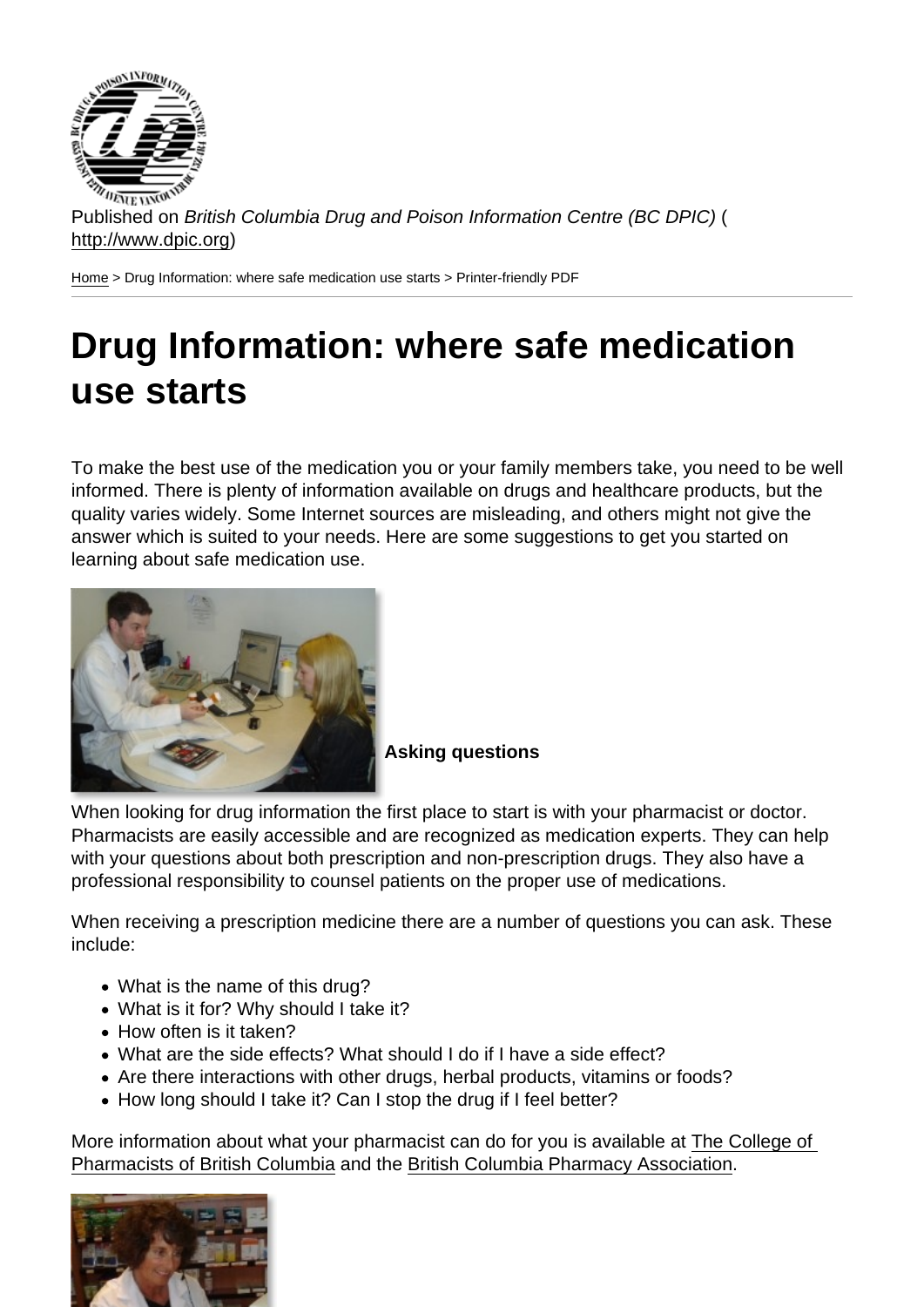Published on *British Columbia Drug and Poison Information Centre (BC DPIC)* (http://www.dpic.org)

Home > Drug Information: where safe medication use starts > Printer-friendly PDF

# Drug Information: where safe medication use starts

To make the best use of the medication you or your family members take, you need to be well informed. There is plenty of information available on drugs and healthcare products, but the quality varies widely. Some Internet sources are misleading, and others might not give the answer which is suited to your needs. Here are some suggestions to get you started on learning about safe medication use.

**Asking questions**

When looking for drug information the first place to start is with your pharmacist or doctor. Pharmacists are easily accessible and are recognized as medication experts. They can help with your questions about both prescription and non-prescription drugs. They also have a professional responsibility to counsel patients on the proper use of medications.

When receiving a prescription medicine there are a number of questions you can ask. These include:

- What is the name of this drug?
- What is it for? Why should I take it?
- How often is it taken?
- What are the side effects? What should I do if I have a side effect?
- Are there interactions with other drugs, herbal products, vitamins or foods?
- How long should I take it? Can I stop the drug if I feel better?

More information about what your pharmacist can do for you is available at The College of Pharmacists of British Columbia and the British Columbia Pharmacy Association.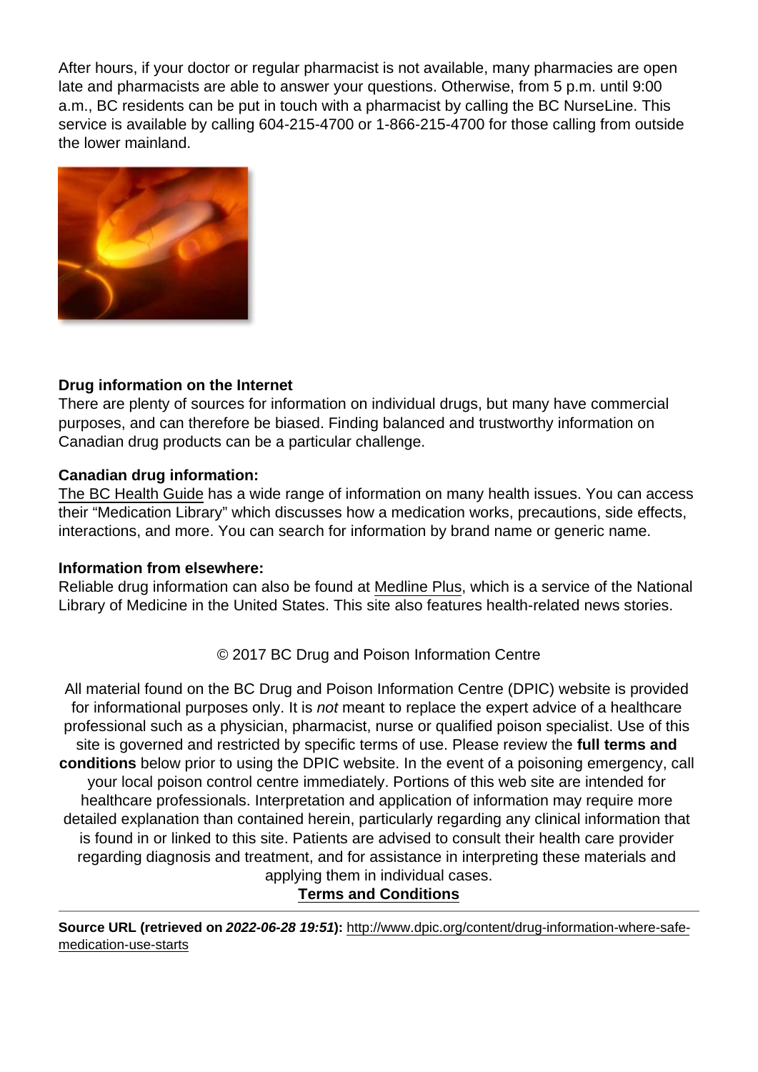After hours, if your doctor or regular pharmacist is not available, many pharmacies are open late and pharmacists are able to answer your questions. Otherwise, from 5 p.m. until 9:00 a.m., BC residents can be put in touch with a pharmacist by calling the BC NurseLine. This service is available by calling 604-215-4700 or 1-866-215-4700 for those calling from outside the lower mainland.

**Drug information on the Internet**

There are plenty of sources for information on individual drugs, but many have commercial purposes, and can therefore be biased. Finding balanced and trustworthy information on Canadian drug products can be a particular challenge.

**Canadian drug information:**

The BC Health Guide has a wide range of information on many health issues. You can access their "Medication Library" which discusses how a medication works, precautions, side effects, interactions, and more. You can search for information by brand name or generic name.

**Information from elsewhere:**

Reliable drug information can also be found at Medline Plus, which is a service of the National Library of Medicine in the United States. This site also features health-related news stories.

© 2017 BC Drug and Poison Information Centre

All material found on the BC Drug and Poison Information Centre (DPIC) website is provided for informational purposes only. It is *not* meant to replace the expert advice of a healthcare professional such as a physician, pharmacist, nurse or qualified poison specialist. Use of this site is governed and restricted by specific terms of use. Please review the **full terms and conditions** below prior to using the DPIC website. In the event of a poisoning emergency, call your local poison control centre immediately. Portions of this web site are intended for healthcare professionals. Interpretation and application of information may require more detailed explanation than contained herein, particularly regarding any clinical information that is found in or linked to this site. Patients are advised to consult their health care provider regarding diagnosis and treatment, and for assistance in interpreting these materials and applying them in individual cases.

**Terms and Conditions**

**Source URL (retrieved on *2022-06-28 19:51*):** http://www.dpic.org/content/drug-information-where-safe-medication-use-starts